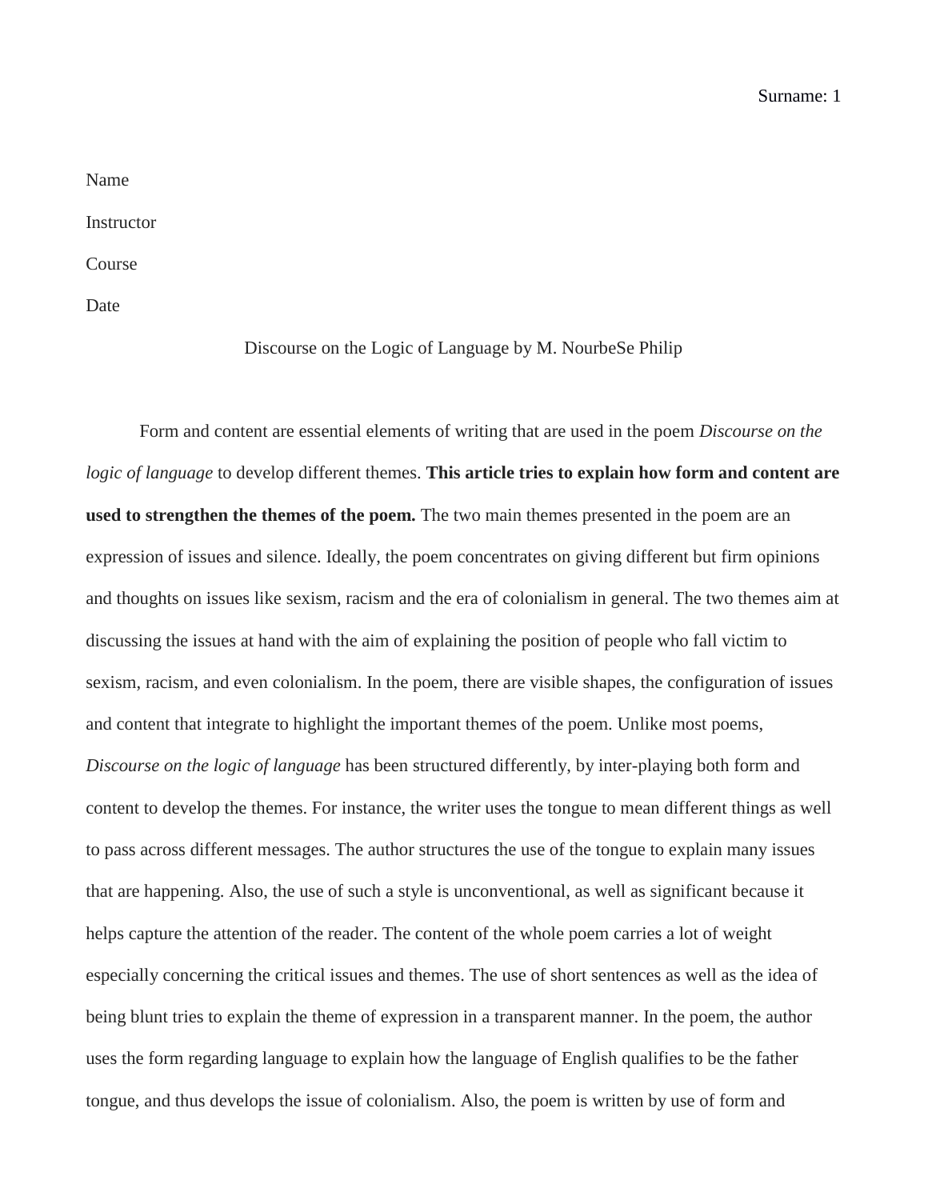Name

Instructor

Course

Date

Discourse on the Logic of Language by M. NourbeSe Philip

Form and content are essential elements of writing that are used in the poem *Discourse on the logic of language* to develop different themes. **This article tries to explain how form and content are used to strengthen the themes of the poem.** The two main themes presented in the poem are an expression of issues and silence. Ideally, the poem concentrates on giving different but firm opinions and thoughts on issues like sexism, racism and the era of colonialism in general. The two themes aim at discussing the issues at hand with the aim of explaining the position of people who fall victim to sexism, racism, and even colonialism. In the poem, there are visible shapes, the configuration of issues and content that integrate to highlight the important themes of the poem. Unlike most poems, *Discourse on the logic of language* has been structured differently, by inter-playing both form and content to develop the themes. For instance, the writer uses the tongue to mean different things as well to pass across different messages. The author structures the use of the tongue to explain many issues that are happening. Also, the use of such a style is unconventional, as well as significant because it helps capture the attention of the reader. The content of the whole poem carries a lot of weight especially concerning the critical issues and themes. The use of short sentences as well as the idea of being blunt tries to explain the theme of expression in a transparent manner. In the poem, the author uses the form regarding language to explain how the language of English qualifies to be the father tongue, and thus develops the issue of colonialism. Also, the poem is written by use of form and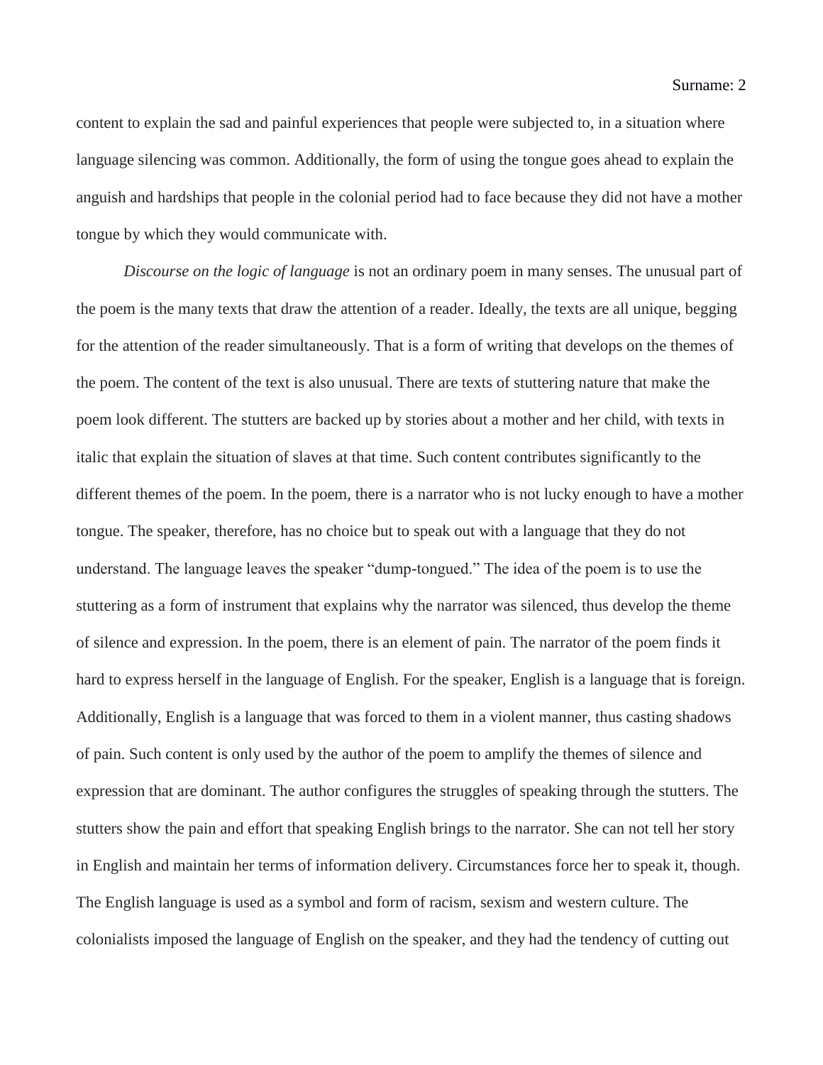content to explain the sad and painful experiences that people were subjected to, in a situation where language silencing was common. Additionally, the form of using the tongue goes ahead to explain the anguish and hardships that people in the colonial period had to face because they did not have a mother tongue by which they would communicate with.

*Discourse on the logic of language* is not an ordinary poem in many senses. The unusual part of the poem is the many texts that draw the attention of a reader. Ideally, the texts are all unique, begging for the attention of the reader simultaneously. That is a form of writing that develops on the themes of the poem. The content of the text is also unusual. There are texts of stuttering nature that make the poem look different. The stutters are backed up by stories about a mother and her child, with texts in italic that explain the situation of slaves at that time. Such content contributes significantly to the different themes of the poem. In the poem, there is a narrator who is not lucky enough to have a mother tongue. The speaker, therefore, has no choice but to speak out with a language that they do not understand. The language leaves the speaker "dump-tongued." The idea of the poem is to use the stuttering as a form of instrument that explains why the narrator was silenced, thus develop the theme of silence and expression. In the poem, there is an element of pain. The narrator of the poem finds it hard to express herself in the language of English. For the speaker, English is a language that is foreign. Additionally, English is a language that was forced to them in a violent manner, thus casting shadows of pain. Such content is only used by the author of the poem to amplify the themes of silence and expression that are dominant. The author configures the struggles of speaking through the stutters. The stutters show the pain and effort that speaking English brings to the narrator. She can not tell her story in English and maintain her terms of information delivery. Circumstances force her to speak it, though. The English language is used as a symbol and form of racism, sexism and western culture. The colonialists imposed the language of English on the speaker, and they had the tendency of cutting out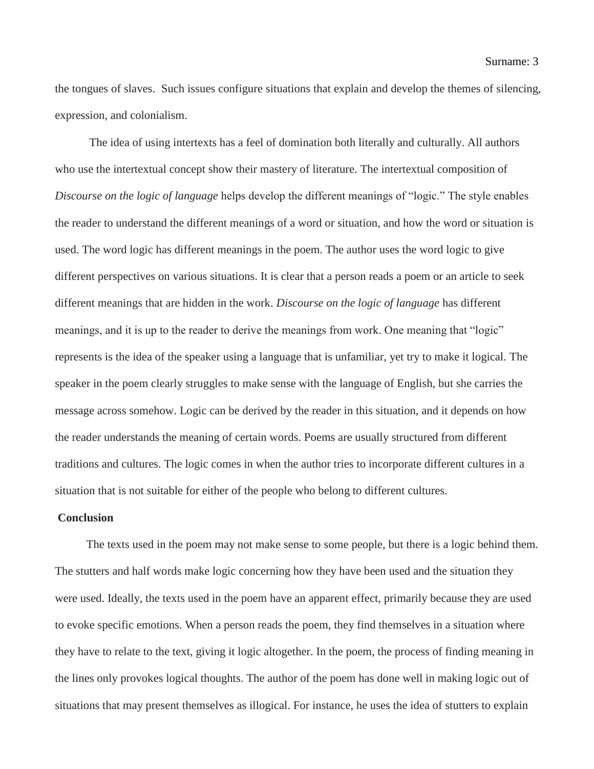the tongues of slaves. Such issues configure situations that explain and develop the themes of silencing, expression, and colonialism.

The idea of using intertexts has a feel of domination both literally and culturally. All authors who use the intertextual concept show their mastery of literature. The intertextual composition of *Discourse on the logic of language* helps develop the different meanings of "logic." The style enables the reader to understand the different meanings of a word or situation, and how the word or situation is used. The word logic has different meanings in the poem. The author uses the word logic to give different perspectives on various situations. It is clear that a person reads a poem or an article to seek different meanings that are hidden in the work. *Discourse on the logic of language* has different meanings, and it is up to the reader to derive the meanings from work. One meaning that "logic" represents is the idea of the speaker using a language that is unfamiliar, yet try to make it logical. The speaker in the poem clearly struggles to make sense with the language of English, but she carries the message across somehow. Logic can be derived by the reader in this situation, and it depends on how the reader understands the meaning of certain words. Poems are usually structured from different traditions and cultures. The logic comes in when the author tries to incorporate different cultures in a situation that is not suitable for either of the people who belong to different cultures.

**Conclusion**

The texts used in the poem may not make sense to some people, but there is a logic behind them. The stutters and half words make logic concerning how they have been used and the situation they were used. Ideally, the texts used in the poem have an apparent effect, primarily because they are used to evoke specific emotions. When a person reads the poem, they find themselves in a situation where they have to relate to the text, giving it logic altogether. In the poem, the process of finding meaning in the lines only provokes logical thoughts. The author of the poem has done well in making logic out of situations that may present themselves as illogical. For instance, he uses the idea of stutters to explain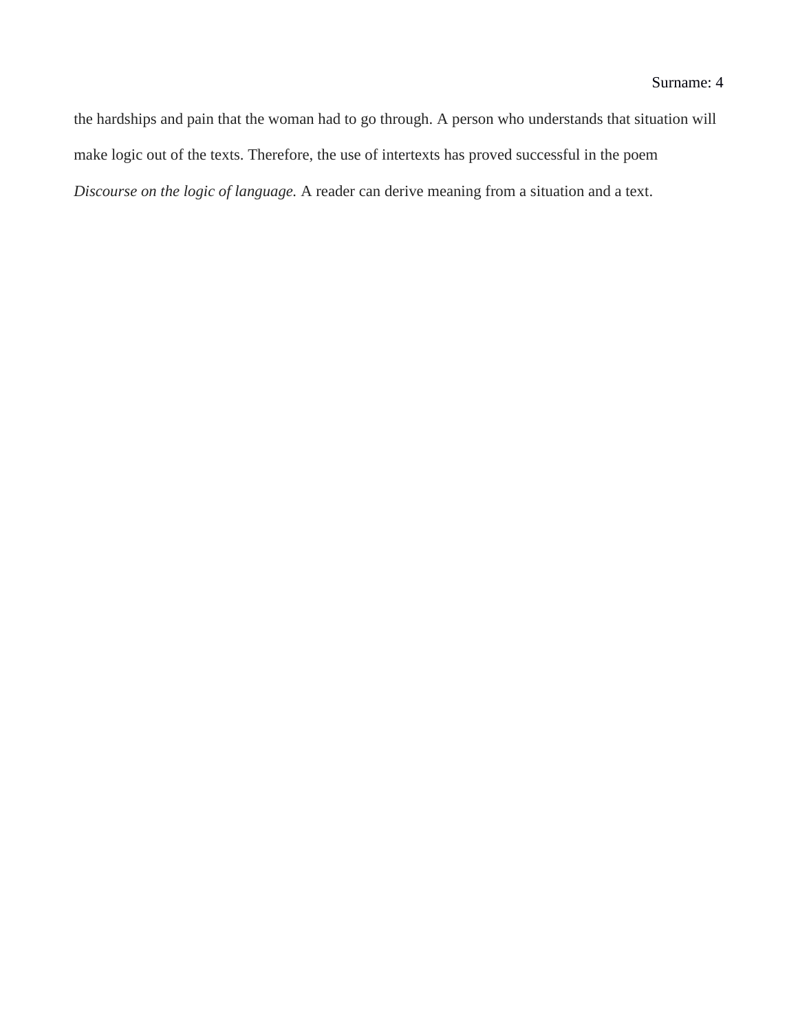the hardships and pain that the woman had to go through. A person who understands that situation will make logic out of the texts. Therefore, the use of intertexts has proved successful in the poem *Discourse on the logic of language.* A reader can derive meaning from a situation and a text.